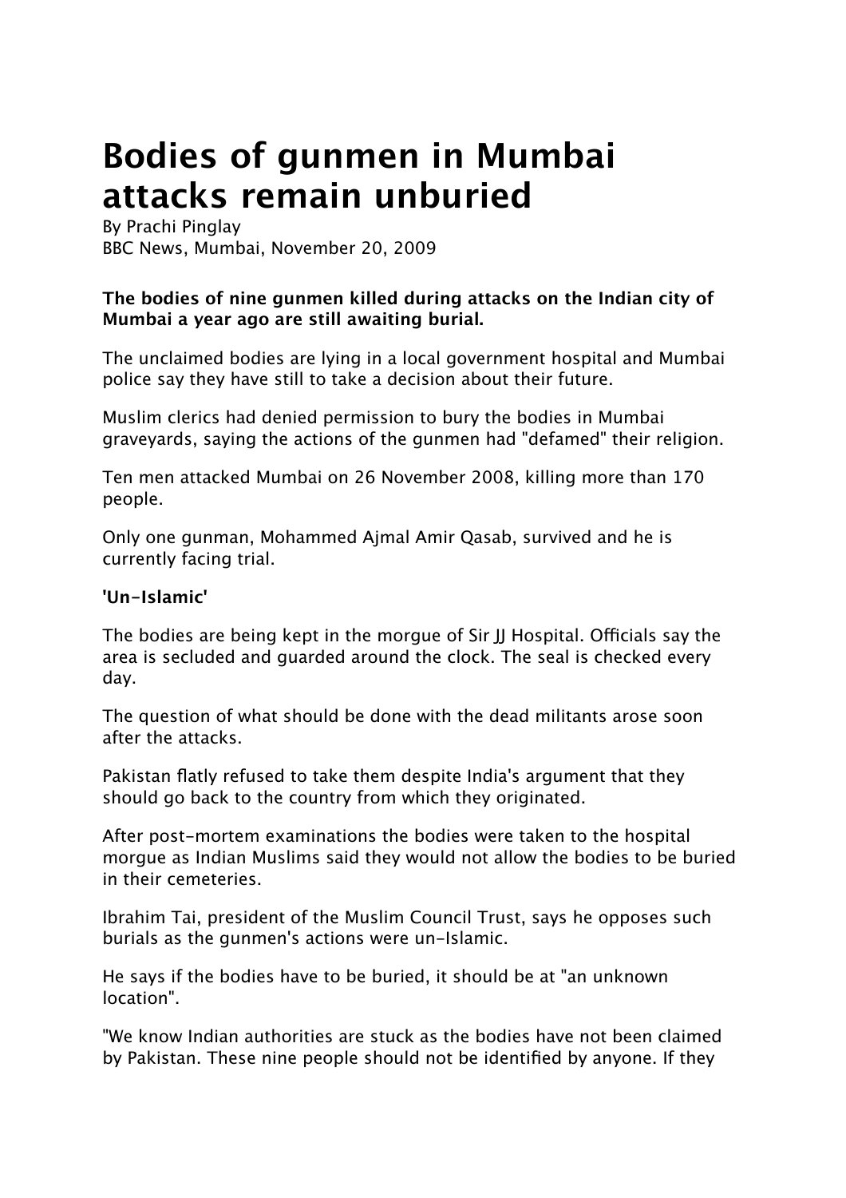# Bodies of gunmen in Mumbai attacks remain unburied

By Prachi Pinglay
BBC News, Mumbai, November 20, 2009

**The bodies of nine gunmen killed during attacks on the Indian city of Mumbai a year ago are still awaiting burial.**

The unclaimed bodies are lying in a local government hospital and Mumbai police say they have still to take a decision about their future.

Muslim clerics had denied permission to bury the bodies in Mumbai graveyards, saying the actions of the gunmen had "defamed" their religion.

Ten men attacked Mumbai on 26 November 2008, killing more than 170 people.

Only one gunman, Mohammed Ajmal Amir Qasab, survived and he is currently facing trial.

## 'Un-Islamic'

The bodies are being kept in the morgue of Sir JJ Hospital. Officials say the area is secluded and guarded around the clock. The seal is checked every day.

The question of what should be done with the dead militants arose soon after the attacks.

Pakistan flatly refused to take them despite India's argument that they should go back to the country from which they originated.

After post-mortem examinations the bodies were taken to the hospital morgue as Indian Muslims said they would not allow the bodies to be buried in their cemeteries.

Ibrahim Tai, president of the Muslim Council Trust, says he opposes such burials as the gunmen's actions were un-Islamic.

He says if the bodies have to be buried, it should be at "an unknown location".

"We know Indian authorities are stuck as the bodies have not been claimed by Pakistan. These nine people should not be identified by anyone. If they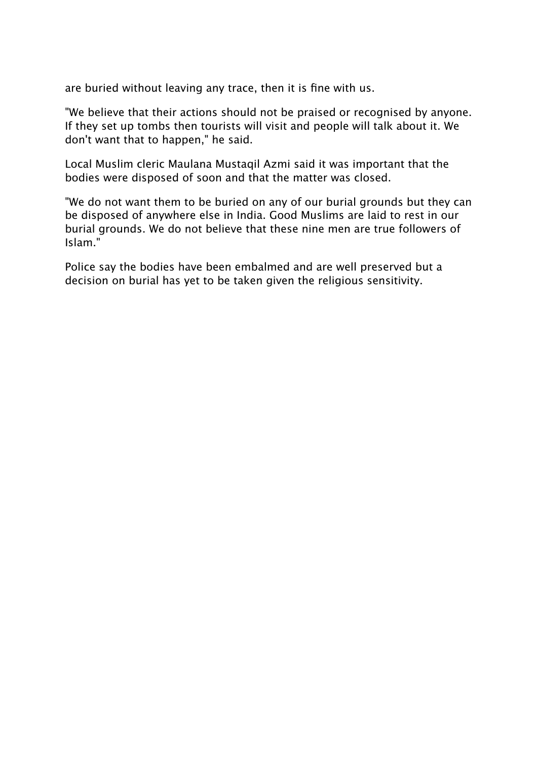are buried without leaving any trace, then it is fine with us.

"We believe that their actions should not be praised or recognised by anyone. If they set up tombs then tourists will visit and people will talk about it. We don't want that to happen," he said.

Local Muslim cleric Maulana Mustaqil Azmi said it was important that the bodies were disposed of soon and that the matter was closed.

"We do not want them to be buried on any of our burial grounds but they can be disposed of anywhere else in India. Good Muslims are laid to rest in our burial grounds. We do not believe that these nine men are true followers of Islam."

Police say the bodies have been embalmed and are well preserved but a decision on burial has yet to be taken given the religious sensitivity.